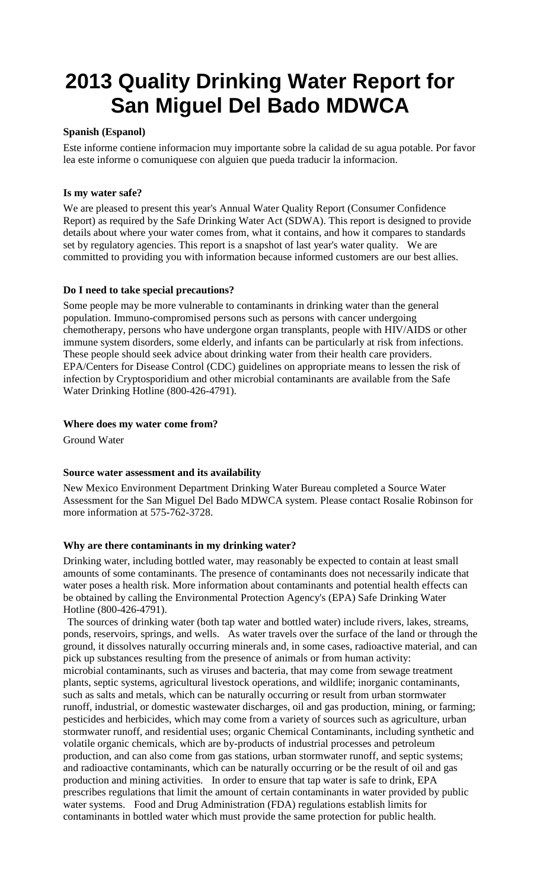# 2013 Quality Drinking Water Report for San Miguel Del Bado MDWCA

**Spanish (Espanol)**

Este informe contiene informacion muy importante sobre la calidad de su agua potable. Por favor lea este informe o comuniquese con alguien que pueda traducir la informacion.

**Is my water safe?**

We are pleased to present this year's Annual Water Quality Report (Consumer Confidence Report) as required by the Safe Drinking Water Act (SDWA). This report is designed to provide details about where your water comes from, what it contains, and how it compares to standards set by regulatory agencies. This report is a snapshot of last year's water quality. We are committed to providing you with information because informed customers are our best allies.

**Do I need to take special precautions?**

Some people may be more vulnerable to contaminants in drinking water than the general population. Immuno-compromised persons such as persons with cancer undergoing chemotherapy, persons who have undergone organ transplants, people with HIV/AIDS or other immune system disorders, some elderly, and infants can be particularly at risk from infections. These people should seek advice about drinking water from their health care providers. EPA/Centers for Disease Control (CDC) guidelines on appropriate means to lessen the risk of infection by Cryptosporidium and other microbial contaminants are available from the Safe Water Drinking Hotline (800-426-4791).

**Where does my water come from?**

Ground Water

**Source water assessment and its availability**

New Mexico Environment Department Drinking Water Bureau completed a Source Water Assessment for the San Miguel Del Bado MDWCA system. Please contact Rosalie Robinson for more information at 575-762-3728.

**Why are there contaminants in my drinking water?**

Drinking water, including bottled water, may reasonably be expected to contain at least small amounts of some contaminants. The presence of contaminants does not necessarily indicate that water poses a health risk. More information about contaminants and potential health effects can be obtained by calling the Environmental Protection Agency's (EPA) Safe Drinking Water Hotline (800-426-4791).

The sources of drinking water (both tap water and bottled water) include rivers, lakes, streams, ponds, reservoirs, springs, and wells. As water travels over the surface of the land or through the ground, it dissolves naturally occurring minerals and, in some cases, radioactive material, and can pick up substances resulting from the presence of animals or from human activity: microbial contaminants, such as viruses and bacteria, that may come from sewage treatment plants, septic systems, agricultural livestock operations, and wildlife; inorganic contaminants, such as salts and metals, which can be naturally occurring or result from urban stormwater runoff, industrial, or domestic wastewater discharges, oil and gas production, mining, or farming; pesticides and herbicides, which may come from a variety of sources such as agriculture, urban stormwater runoff, and residential uses; organic Chemical Contaminants, including synthetic and volatile organic chemicals, which are by-products of industrial processes and petroleum production, and can also come from gas stations, urban stormwater runoff, and septic systems; and radioactive contaminants, which can be naturally occurring or be the result of oil and gas production and mining activities. In order to ensure that tap water is safe to drink, EPA prescribes regulations that limit the amount of certain contaminants in water provided by public water systems. Food and Drug Administration (FDA) regulations establish limits for contaminants in bottled water which must provide the same protection for public health.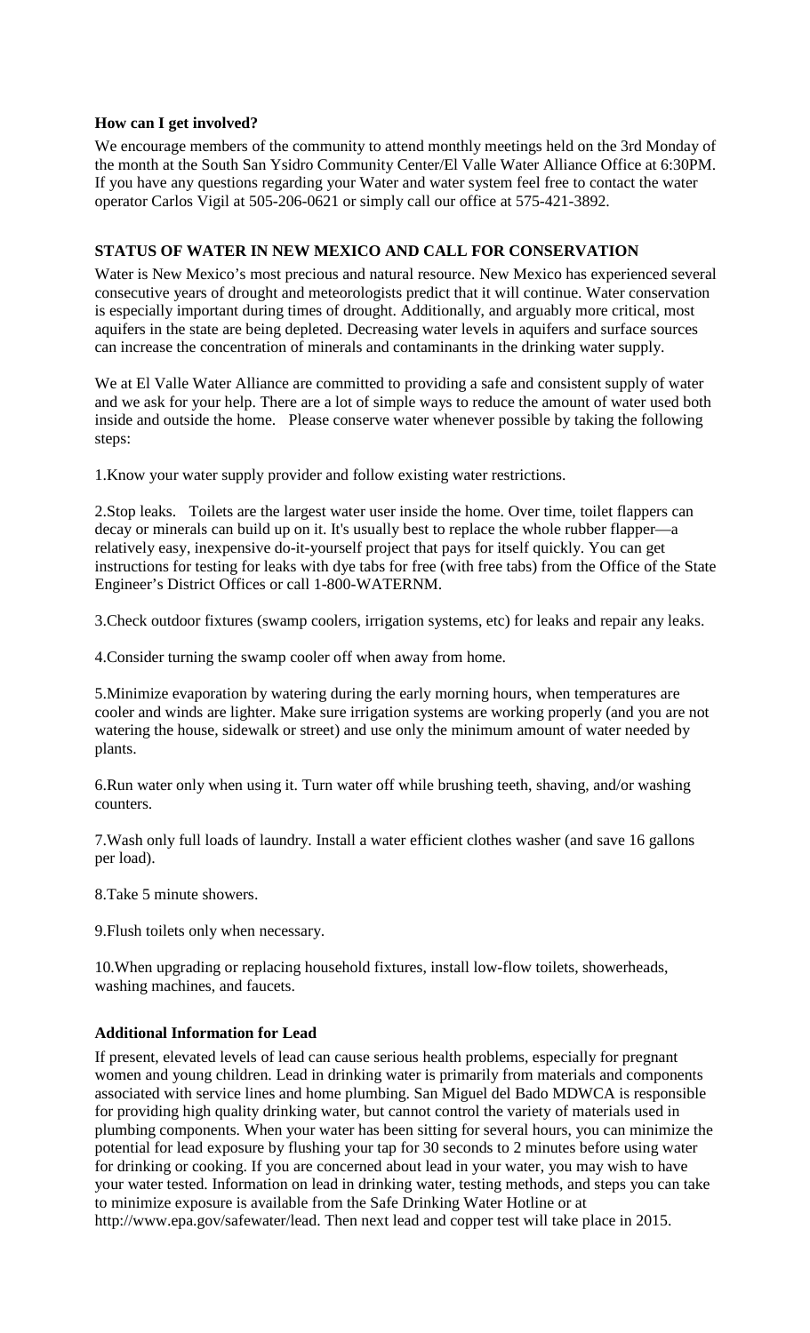### How can I get involved?

We encourage members of the community to attend monthly meetings held on the 3rd Monday of the month at the South San Ysidro Community Center/El Valle Water Alliance Office at 6:30PM. If you have any questions regarding your Water and water system feel free to contact the water operator Carlos Vigil at 505-206-0621 or simply call our office at 575-421-3892.

### STATUS OF WATER IN NEW MEXICO AND CALL FOR CONSERVATION

Water is New Mexico's most precious and natural resource. New Mexico has experienced several consecutive years of drought and meteorologists predict that it will continue. Water conservation is especially important during times of drought. Additionally, and arguably more critical, most aquifers in the state are being depleted. Decreasing water levels in aquifers and surface sources can increase the concentration of minerals and contaminants in the drinking water supply.

We at El Valle Water Alliance are committed to providing a safe and consistent supply of water and we ask for your help. There are a lot of simple ways to reduce the amount of water used both inside and outside the home. Please conserve water whenever possible by taking the following steps:

1.Know your water supply provider and follow existing water restrictions.

2.Stop leaks. Toilets are the largest water user inside the home. Over time, toilet flappers can decay or minerals can build up on it. It's usually best to replace the whole rubber flapper—a relatively easy, inexpensive do-it-yourself project that pays for itself quickly. You can get instructions for testing for leaks with dye tabs for free (with free tabs) from the Office of the State Engineer's District Offices or call 1-800-WATERNM.

3.Check outdoor fixtures (swamp coolers, irrigation systems, etc) for leaks and repair any leaks.

4.Consider turning the swamp cooler off when away from home.

5.Minimize evaporation by watering during the early morning hours, when temperatures are cooler and winds are lighter. Make sure irrigation systems are working properly (and you are not watering the house, sidewalk or street) and use only the minimum amount of water needed by plants.

6.Run water only when using it. Turn water off while brushing teeth, shaving, and/or washing counters.

7.Wash only full loads of laundry. Install a water efficient clothes washer (and save 16 gallons per load).

8.Take 5 minute showers.

9.Flush toilets only when necessary.

10.When upgrading or replacing household fixtures, install low-flow toilets, showerheads, washing machines, and faucets.

### Additional Information for Lead

If present, elevated levels of lead can cause serious health problems, especially for pregnant women and young children. Lead in drinking water is primarily from materials and components associated with service lines and home plumbing. San Miguel del Bado MDWCA is responsible for providing high quality drinking water, but cannot control the variety of materials used in plumbing components. When your water has been sitting for several hours, you can minimize the potential for lead exposure by flushing your tap for 30 seconds to 2 minutes before using water for drinking or cooking. If you are concerned about lead in your water, you may wish to have your water tested. Information on lead in drinking water, testing methods, and steps you can take to minimize exposure is available from the Safe Drinking Water Hotline or at http://www.epa.gov/safewater/lead. Then next lead and copper test will take place in 2015.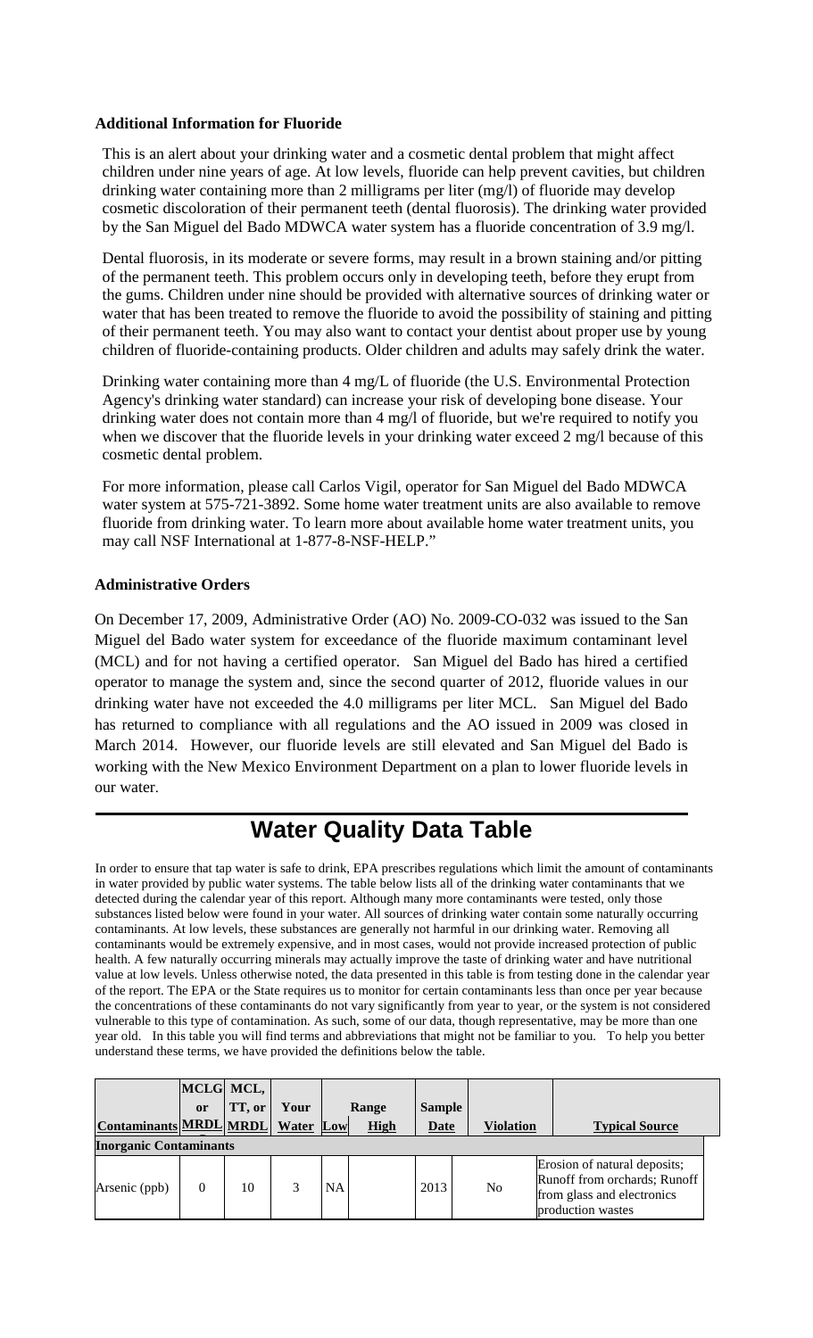**Additional Information for Fluoride**

This is an alert about your drinking water and a cosmetic dental problem that might affect children under nine years of age. At low levels, fluoride can help prevent cavities, but children drinking water containing more than 2 milligrams per liter (mg/l) of fluoride may develop cosmetic discoloration of their permanent teeth (dental fluorosis). The drinking water provided by the San Miguel del Bado MDWCA water system has a fluoride concentration of 3.9 mg/l.

Dental fluorosis, in its moderate or severe forms, may result in a brown staining and/or pitting of the permanent teeth. This problem occurs only in developing teeth, before they erupt from the gums. Children under nine should be provided with alternative sources of drinking water or water that has been treated to remove the fluoride to avoid the possibility of staining and pitting of their permanent teeth. You may also want to contact your dentist about proper use by young children of fluoride-containing products. Older children and adults may safely drink the water.

Drinking water containing more than 4 mg/L of fluoride (the U.S. Environmental Protection Agency's drinking water standard) can increase your risk of developing bone disease. Your drinking water does not contain more than 4 mg/l of fluoride, but we're required to notify you when we discover that the fluoride levels in your drinking water exceed 2 mg/l because of this cosmetic dental problem.

For more information, please call Carlos Vigil, operator for San Miguel del Bado MDWCA water system at 575-721-3892. Some home water treatment units are also available to remove fluoride from drinking water. To learn more about available home water treatment units, you may call NSF International at 1-877-8-NSF-HELP."

**Administrative Orders**

On December 17, 2009, Administrative Order (AO) No. 2009-CO-032 was issued to the San Miguel del Bado water system for exceedance of the fluoride maximum contaminant level (MCL) and for not having a certified operator. San Miguel del Bado has hired a certified operator to manage the system and, since the second quarter of 2012, fluoride values in our drinking water have not exceeded the 4.0 milligrams per liter MCL. San Miguel del Bado has returned to compliance with all regulations and the AO issued in 2009 was closed in March 2014. However, our fluoride levels are still elevated and San Miguel del Bado is working with the New Mexico Environment Department on a plan to lower fluoride levels in our water.

# Water Quality Data Table

In order to ensure that tap water is safe to drink, EPA prescribes regulations which limit the amount of contaminants in water provided by public water systems. The table below lists all of the drinking water contaminants that we detected during the calendar year of this report. Although many more contaminants were tested, only those substances listed below were found in your water. All sources of drinking water contain some naturally occurring contaminants. At low levels, these substances are generally not harmful in our drinking water. Removing all contaminants would be extremely expensive, and in most cases, would not provide increased protection of public health. A few naturally occurring minerals may actually improve the taste of drinking water and have nutritional value at low levels. Unless otherwise noted, the data presented in this table is from testing done in the calendar year of the report. The EPA or the State requires us to monitor for certain contaminants less than once per year because the concentrations of these contaminants do not vary significantly from year to year, or the system is not considered vulnerable to this type of contamination. As such, some of our data, though representative, may be more than one year old. In this table you will find terms and abbreviations that might not be familiar to you. To help you better understand these terms, we have provided the definitions below the table.

| Contaminants | MCLG or MRDLG | MCL, TT, or MRDL | Your Water | Range Low | Range High | Sample Date | Violation | Typical Source |
|---|---|---|---|---|---|---|---|---|
| **Inorganic Contaminants** | | | | | | | | |
| Arsenic (ppb) | 0 | 10 | 3 | NA | | 2013 | No | Erosion of natural deposits; Runoff from orchards; Runoff from glass and electronics production wastes |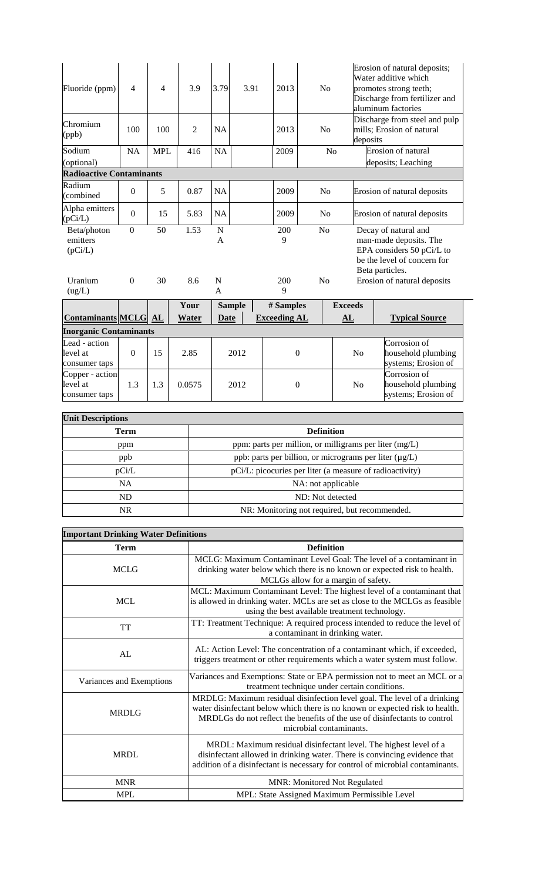| Fluoride (ppm) | 4 | 4 | 3.9 | 3.79 | 3.91 | 2013 | No | Erosion of natural deposits; Water additive which promotes strong teeth; Discharge from fertilizer and aluminum factories |
|---|---|---|---|---|---|---|---|---|
| Chromium (ppb) | 100 | 100 | 2 | NA | | 2013 | No | Discharge from steel and pulp mills; Erosion of natural deposits |
| Sodium (optional) | NA | MPL | 416 | NA | | 2009 | No | Erosion of natural deposits; Leaching |
| **Radioactive Contaminants** | | | | | | | | |
| Radium (combined | 0 | 5 | 0.87 | NA | | 2009 | No | Erosion of natural deposits |
| Alpha emitters (pCi/L) | 0 | 15 | 5.83 | NA | | 2009 | No | Erosion of natural deposits |
| Beta/photon emitters (pCi/L) | 0 | 50 | 1.53 | NA | | 2009 | No | Decay of natural and man-made deposits. The EPA considers 50 pCi/L to be the level of concern for Beta particles. |
| Uranium (ug/L) | 0 | 30 | 8.6 | NA | | 2009 | No | Erosion of natural deposits |

| Contaminants | MCLG | AL | Your Water | Sample Date | # Samples Exceeding AL | Exceeds AL | Typical Source |
|---|---|---|---|---|---|---|---|
| **Inorganic Contaminants** | | | | | | | |
| Lead - action level at consumer taps | 0 | 15 | 2.85 | 2012 | 0 | No | Corrosion of household plumbing systems; Erosion of |
| Copper - action level at consumer taps | 1.3 | 1.3 | 0.0575 | 2012 | 0 | No | Corrosion of household plumbing systems; Erosion of |

| **Unit Descriptions** | |
|---|---|
| **Term** | **Definition** |
| ppm | ppm: parts per million, or milligrams per liter (mg/L) |
| ppb | ppb: parts per billion, or micrograms per liter (µg/L) |
| pCi/L | pCi/L: picocuries per liter (a measure of radioactivity) |
| NA | NA: not applicable |
| ND | ND: Not detected |
| NR | NR: Monitoring not required, but recommended. |

| **Important Drinking Water Definitions** | |
|---|---|
| **Term** | **Definition** |
| MCLG | MCLG: Maximum Contaminant Level Goal: The level of a contaminant in drinking water below which there is no known or expected risk to health. MCLGs allow for a margin of safety. |
| MCL | MCL: Maximum Contaminant Level: The highest level of a contaminant that is allowed in drinking water. MCLs are set as close to the MCLGs as feasible using the best available treatment technology. |
| TT | TT: Treatment Technique: A required process intended to reduce the level of a contaminant in drinking water. |
| AL | AL: Action Level: The concentration of a contaminant which, if exceeded, triggers treatment or other requirements which a water system must follow. |
| Variances and Exemptions | Variances and Exemptions: State or EPA permission not to meet an MCL or a treatment technique under certain conditions. |
| MRDLG | MRDLG: Maximum residual disinfection level goal. The level of a drinking water disinfectant below which there is no known or expected risk to health. MRDLGs do not reflect the benefits of the use of disinfectants to control microbial contaminants. |
| MRDL | MRDL: Maximum residual disinfectant level. The highest level of a disinfectant allowed in drinking water. There is convincing evidence that addition of a disinfectant is necessary for control of microbial contaminants. |
| MNR | MNR: Monitored Not Regulated |
| MPL | MPL: State Assigned Maximum Permissible Level |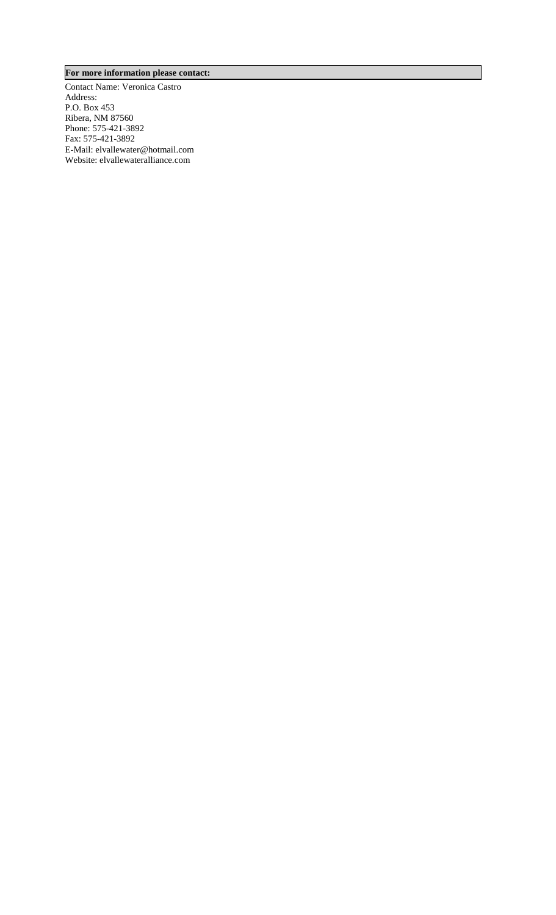**For more information please contact:**

Contact Name: Veronica Castro
Address:
P.O. Box 453
Ribera, NM 87560
Phone: 575-421-3892
Fax: 575-421-3892
E-Mail: elvallewater@hotmail.com
Website: elvallewateralliance.com